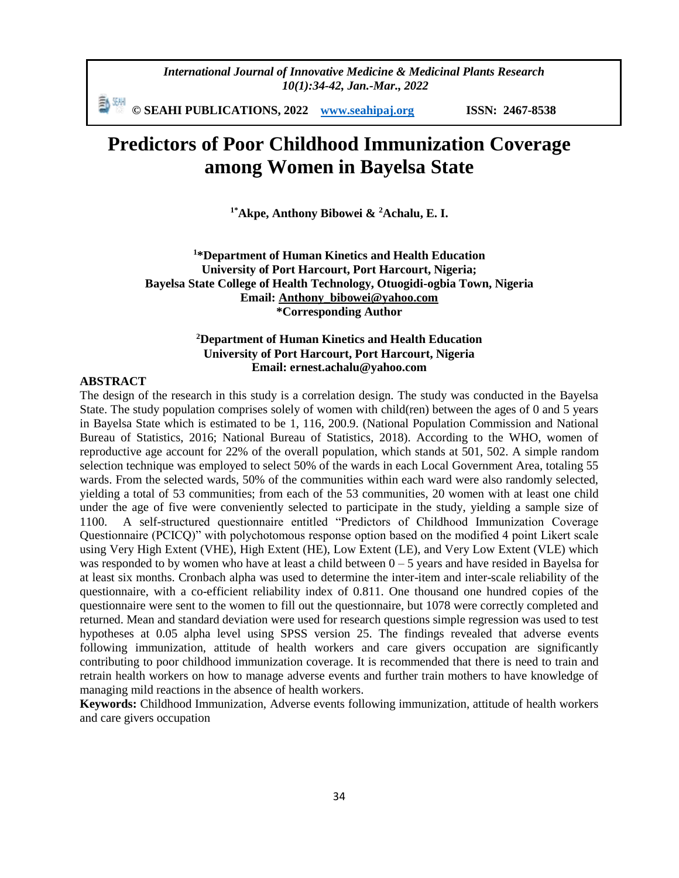# Predictors of Poor Childhood Immunization Coverage among Women in Bayelsa State

**[1*]Akpe, Anthony Bibowei & [2]Achalu, E. I.**

**[1]*Department of Human Kinetics and Health Education**
**University of Port Harcourt, Port Harcourt, Nigeria;**
**Bayelsa State College of Health Technology, Otuogidi-ogbia Town, Nigeria**
**Email: Anthony_bibowei@yahoo.com**
***Corresponding Author**

**[2]Department of Human Kinetics and Health Education**
**University of Port Harcourt, Port Harcourt, Nigeria**
**Email: ernest.achalu@yahoo.com**

## ABSTRACT

The design of the research in this study is a correlation design. The study was conducted in the Bayelsa State. The study population comprises solely of women with child(ren) between the ages of 0 and 5 years in Bayelsa State which is estimated to be 1, 116, 200.9. (National Population Commission and National Bureau of Statistics, 2016; National Bureau of Statistics, 2018). According to the WHO, women of reproductive age account for 22% of the overall population, which stands at 501, 502. A simple random selection technique was employed to select 50% of the wards in each Local Government Area, totaling 55 wards. From the selected wards, 50% of the communities within each ward were also randomly selected, yielding a total of 53 communities; from each of the 53 communities, 20 women with at least one child under the age of five were conveniently selected to participate in the study, yielding a sample size of 1100. A self-structured questionnaire entitled "Predictors of Childhood Immunization Coverage Questionnaire (PCICQ)" with polychotomous response option based on the modified 4 point Likert scale using Very High Extent (VHE), High Extent (HE), Low Extent (LE), and Very Low Extent (VLE) which was responded to by women who have at least a child between 0 – 5 years and have resided in Bayelsa for at least six months. Cronbach alpha was used to determine the inter-item and inter-scale reliability of the questionnaire, with a co-efficient reliability index of 0.811. One thousand one hundred copies of the questionnaire were sent to the women to fill out the questionnaire, but 1078 were correctly completed and returned. Mean and standard deviation were used for research questions simple regression was used to test hypotheses at 0.05 alpha level using SPSS version 25. The findings revealed that adverse events following immunization, attitude of health workers and care givers occupation are significantly contributing to poor childhood immunization coverage. It is recommended that there is need to train and retrain health workers on how to manage adverse events and further train mothers to have knowledge of managing mild reactions in the absence of health workers.

**Keywords:** Childhood Immunization, Adverse events following immunization, attitude of health workers and care givers occupation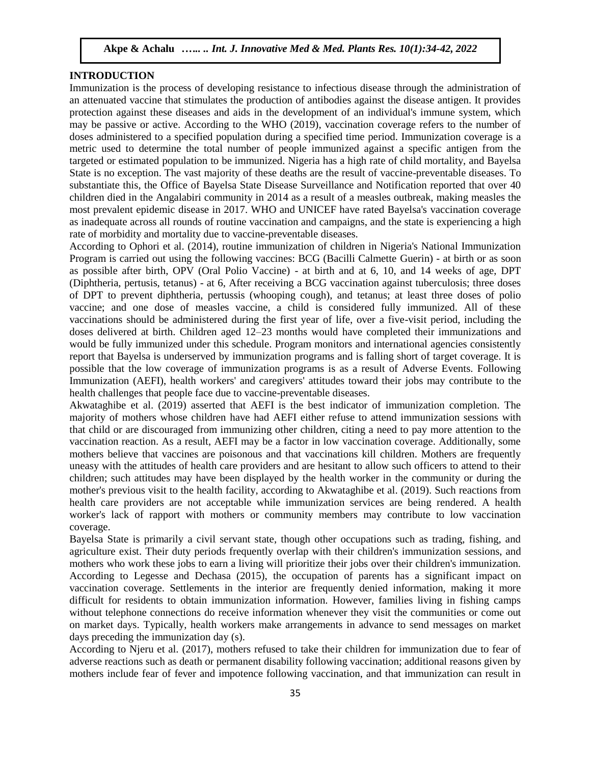## INTRODUCTION

Immunization is the process of developing resistance to infectious disease through the administration of an attenuated vaccine that stimulates the production of antibodies against the disease antigen. It provides protection against these diseases and aids in the development of an individual's immune system, which may be passive or active. According to the WHO (2019), vaccination coverage refers to the number of doses administered to a specified population during a specified time period. Immunization coverage is a metric used to determine the total number of people immunized against a specific antigen from the targeted or estimated population to be immunized. Nigeria has a high rate of child mortality, and Bayelsa State is no exception. The vast majority of these deaths are the result of vaccine-preventable diseases. To substantiate this, the Office of Bayelsa State Disease Surveillance and Notification reported that over 40 children died in the Angalabiri community in 2014 as a result of a measles outbreak, making measles the most prevalent epidemic disease in 2017. WHO and UNICEF have rated Bayelsa's vaccination coverage as inadequate across all rounds of routine vaccination and campaigns, and the state is experiencing a high rate of morbidity and mortality due to vaccine-preventable diseases.

According to Ophori et al. (2014), routine immunization of children in Nigeria's National Immunization Program is carried out using the following vaccines: BCG (Bacilli Calmette Guerin) - at birth or as soon as possible after birth, OPV (Oral Polio Vaccine) - at birth and at 6, 10, and 14 weeks of age, DPT (Diphtheria, pertusis, tetanus) - at 6, After receiving a BCG vaccination against tuberculosis; three doses of DPT to prevent diphtheria, pertussis (whooping cough), and tetanus; at least three doses of polio vaccine; and one dose of measles vaccine, a child is considered fully immunized. All of these vaccinations should be administered during the first year of life, over a five-visit period, including the doses delivered at birth. Children aged 12–23 months would have completed their immunizations and would be fully immunized under this schedule. Program monitors and international agencies consistently report that Bayelsa is underserved by immunization programs and is falling short of target coverage. It is possible that the low coverage of immunization programs is as a result of Adverse Events. Following Immunization (AEFI), health workers' and caregivers' attitudes toward their jobs may contribute to the health challenges that people face due to vaccine-preventable diseases.

Akwataghibe et al. (2019) asserted that AEFI is the best indicator of immunization completion. The majority of mothers whose children have had AEFI either refuse to attend immunization sessions with that child or are discouraged from immunizing other children, citing a need to pay more attention to the vaccination reaction. As a result, AEFI may be a factor in low vaccination coverage. Additionally, some mothers believe that vaccines are poisonous and that vaccinations kill children. Mothers are frequently uneasy with the attitudes of health care providers and are hesitant to allow such officers to attend to their children; such attitudes may have been displayed by the health worker in the community or during the mother's previous visit to the health facility, according to Akwataghibe et al. (2019). Such reactions from health care providers are not acceptable while immunization services are being rendered. A health worker's lack of rapport with mothers or community members may contribute to low vaccination coverage.

Bayelsa State is primarily a civil servant state, though other occupations such as trading, fishing, and agriculture exist. Their duty periods frequently overlap with their children's immunization sessions, and mothers who work these jobs to earn a living will prioritize their jobs over their children's immunization. According to Legesse and Dechasa (2015), the occupation of parents has a significant impact on vaccination coverage. Settlements in the interior are frequently denied information, making it more difficult for residents to obtain immunization information. However, families living in fishing camps without telephone connections do receive information whenever they visit the communities or come out on market days. Typically, health workers make arrangements in advance to send messages on market days preceding the immunization day (s).

According to Njeru et al. (2017), mothers refused to take their children for immunization due to fear of adverse reactions such as death or permanent disability following vaccination; additional reasons given by mothers include fear of fever and impotence following vaccination, and that immunization can result in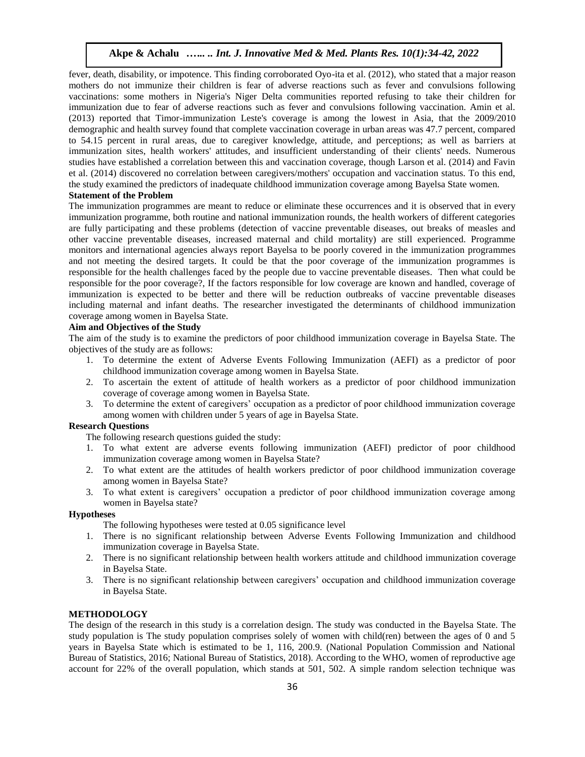fever, death, disability, or impotence. This finding corroborated Oyo-ita et al. (2012), who stated that a major reason mothers do not immunize their children is fear of adverse reactions such as fever and convulsions following vaccinations: some mothers in Nigeria's Niger Delta communities reported refusing to take their children for immunization due to fear of adverse reactions such as fever and convulsions following vaccination. Amin et al. (2013) reported that Timor-immunization Leste's coverage is among the lowest in Asia, that the 2009/2010 demographic and health survey found that complete vaccination coverage in urban areas was 47.7 percent, compared to 54.15 percent in rural areas, due to caregiver knowledge, attitude, and perceptions; as well as barriers at immunization sites, health workers' attitudes, and insufficient understanding of their clients' needs. Numerous studies have established a correlation between this and vaccination coverage, though Larson et al. (2014) and Favin et al. (2014) discovered no correlation between caregivers/mothers' occupation and vaccination status. To this end, the study examined the predictors of inadequate childhood immunization coverage among Bayelsa State women.

### Statement of the Problem

The immunization programmes are meant to reduce or eliminate these occurrences and it is observed that in every immunization programme, both routine and national immunization rounds, the health workers of different categories are fully participating and these problems (detection of vaccine preventable diseases, out breaks of measles and other vaccine preventable diseases, increased maternal and child mortality) are still experienced. Programme monitors and international agencies always report Bayelsa to be poorly covered in the immunization programmes and not meeting the desired targets. It could be that the poor coverage of the immunization programmes is responsible for the health challenges faced by the people due to vaccine preventable diseases. Then what could be responsible for the poor coverage?, If the factors responsible for low coverage are known and handled, coverage of immunization is expected to be better and there will be reduction outbreaks of vaccine preventable diseases including maternal and infant deaths. The researcher investigated the determinants of childhood immunization coverage among women in Bayelsa State.

### Aim and Objectives of the Study

The aim of the study is to examine the predictors of poor childhood immunization coverage in Bayelsa State. The objectives of the study are as follows:

1. To determine the extent of Adverse Events Following Immunization (AEFI) as a predictor of poor childhood immunization coverage among women in Bayelsa State.
2. To ascertain the extent of attitude of health workers as a predictor of poor childhood immunization coverage of coverage among women in Bayelsa State.
3. To determine the extent of caregivers' occupation as a predictor of poor childhood immunization coverage among women with children under 5 years of age in Bayelsa State.

### Research Questions

The following research questions guided the study:

1. To what extent are adverse events following immunization (AEFI) predictor of poor childhood immunization coverage among women in Bayelsa State?
2. To what extent are the attitudes of health workers predictor of poor childhood immunization coverage among women in Bayelsa State?
3. To what extent is caregivers' occupation a predictor of poor childhood immunization coverage among women in Bayelsa state?

### Hypotheses

The following hypotheses were tested at 0.05 significance level

1. There is no significant relationship between Adverse Events Following Immunization and childhood immunization coverage in Bayelsa State.
2. There is no significant relationship between health workers attitude and childhood immunization coverage in Bayelsa State.
3. There is no significant relationship between caregivers' occupation and childhood immunization coverage in Bayelsa State.

## METHODOLOGY

The design of the research in this study is a correlation design. The study was conducted in the Bayelsa State. The study population is The study population comprises solely of women with child(ren) between the ages of 0 and 5 years in Bayelsa State which is estimated to be 1, 116, 200.9. (National Population Commission and National Bureau of Statistics, 2016; National Bureau of Statistics, 2018). According to the WHO, women of reproductive age account for 22% of the overall population, which stands at 501, 502. A simple random selection technique was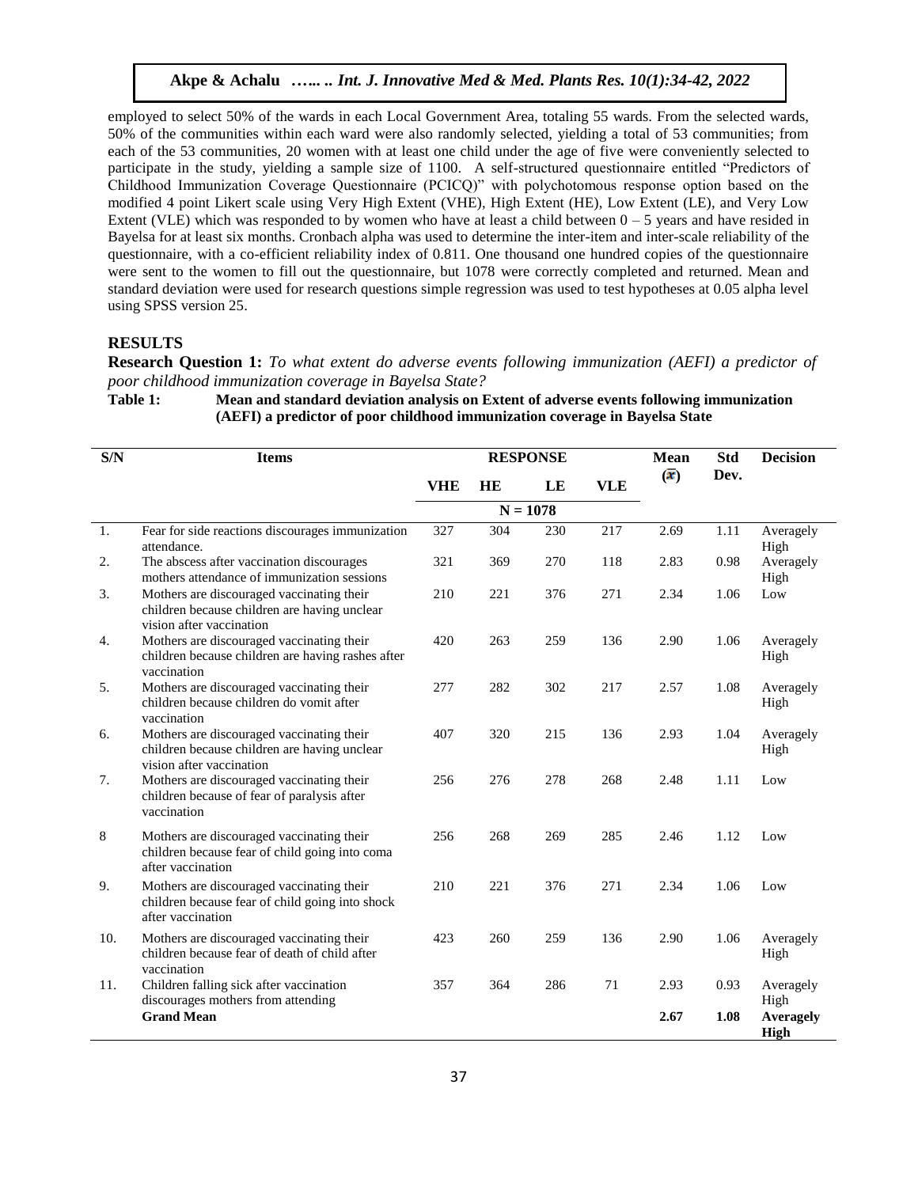employed to select 50% of the wards in each Local Government Area, totaling 55 wards. From the selected wards, 50% of the communities within each ward were also randomly selected, yielding a total of 53 communities; from each of the 53 communities, 20 women with at least one child under the age of five were conveniently selected to participate in the study, yielding a sample size of 1100. A self-structured questionnaire entitled "Predictors of Childhood Immunization Coverage Questionnaire (PCICQ)" with polychotomous response option based on the modified 4 point Likert scale using Very High Extent (VHE), High Extent (HE), Low Extent (LE), and Very Low Extent (VLE) which was responded to by women who have at least a child between 0 – 5 years and have resided in Bayelsa for at least six months. Cronbach alpha was used to determine the inter-item and inter-scale reliability of the questionnaire, with a co-efficient reliability index of 0.811. One thousand one hundred copies of the questionnaire were sent to the women to fill out the questionnaire, but 1078 were correctly completed and returned. Mean and standard deviation were used for research questions simple regression was used to test hypotheses at 0.05 alpha level using SPSS version 25.

## RESULTS

**Research Question 1:** *To what extent do adverse events following immunization (AEFI) a predictor of poor childhood immunization coverage in Bayelsa State?*

**Table 1: Mean and standard deviation analysis on Extent of adverse events following immunization (AEFI) a predictor of poor childhood immunization coverage in Bayelsa State**

| S/N | Items | RESPONSE | | | | Mean ($\bar{x}$) | Std Dev. | Decision |
|---|---|---|---|---|---|---|---|---|
| | | VHE | HE | LE | VLE | | | |
| | | N = 1078 | | | | | | |
| 1. | Fear for side reactions discourages immunization attendance. | 327 | 304 | 230 | 217 | 2.69 | 1.11 | Averagely High |
| 2. | The abscess after vaccination discourages mothers attendance of immunization sessions | 321 | 369 | 270 | 118 | 2.83 | 0.98 | Averagely High |
| 3. | Mothers are discouraged vaccinating their children because children are having unclear vision after vaccination | 210 | 221 | 376 | 271 | 2.34 | 1.06 | Low |
| 4. | Mothers are discouraged vaccinating their children because children are having rashes after vaccination | 420 | 263 | 259 | 136 | 2.90 | 1.06 | Averagely High |
| 5. | Mothers are discouraged vaccinating their children because children do vomit after vaccination | 277 | 282 | 302 | 217 | 2.57 | 1.08 | Averagely High |
| 6. | Mothers are discouraged vaccinating their children because children are having unclear vision after vaccination | 407 | 320 | 215 | 136 | 2.93 | 1.04 | Averagely High |
| 7. | Mothers are discouraged vaccinating their children because of fear of paralysis after vaccination | 256 | 276 | 278 | 268 | 2.48 | 1.11 | Low |
| 8 | Mothers are discouraged vaccinating their children because fear of child going into coma after vaccination | 256 | 268 | 269 | 285 | 2.46 | 1.12 | Low |
| 9. | Mothers are discouraged vaccinating their children because fear of child going into shock after vaccination | 210 | 221 | 376 | 271 | 2.34 | 1.06 | Low |
| 10. | Mothers are discouraged vaccinating their children because fear of death of child after vaccination | 423 | 260 | 259 | 136 | 2.90 | 1.06 | Averagely High |
| 11. | Children falling sick after vaccination discourages mothers from attending | 357 | 364 | 286 | 71 | 2.93 | 0.93 | Averagely High |
| | **Grand Mean** | | | | | **2.67** | **1.08** | **Averagely High** |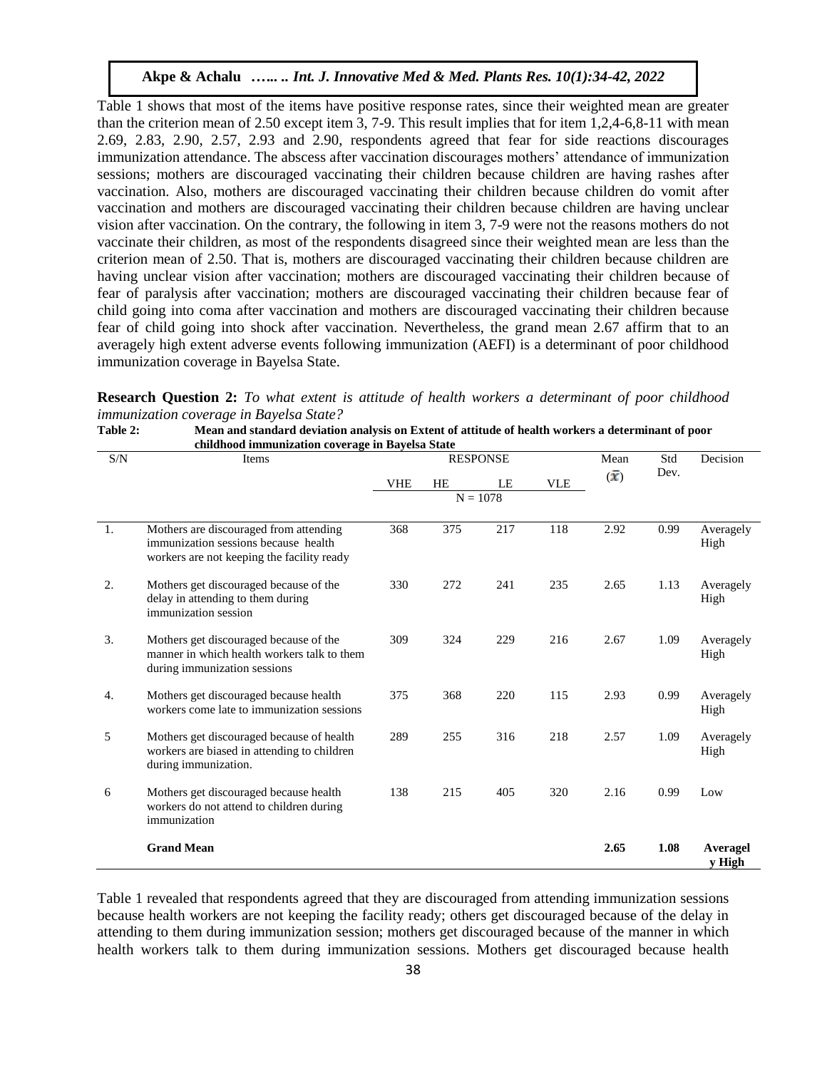Table 1 shows that most of the items have positive response rates, since their weighted mean are greater than the criterion mean of 2.50 except item 3, 7-9. This result implies that for item 1,2,4-6,8-11 with mean 2.69, 2.83, 2.90, 2.57, 2.93 and 2.90, respondents agreed that fear for side reactions discourages immunization attendance. The abscess after vaccination discourages mothers' attendance of immunization sessions; mothers are discouraged vaccinating their children because children are having rashes after vaccination. Also, mothers are discouraged vaccinating their children because children do vomit after vaccination and mothers are discouraged vaccinating their children because children are having unclear vision after vaccination. On the contrary, the following in item 3, 7-9 were not the reasons mothers do not vaccinate their children, as most of the respondents disagreed since their weighted mean are less than the criterion mean of 2.50. That is, mothers are discouraged vaccinating their children because children are having unclear vision after vaccination; mothers are discouraged vaccinating their children because of fear of paralysis after vaccination; mothers are discouraged vaccinating their children because fear of child going into coma after vaccination and mothers are discouraged vaccinating their children because fear of child going into shock after vaccination. Nevertheless, the grand mean 2.67 affirm that to an averagely high extent adverse events following immunization (AEFI) is a determinant of poor childhood immunization coverage in Bayelsa State.

**Research Question 2:** *To what extent is attitude of health workers a determinant of poor childhood immunization coverage in Bayelsa State?*

**Table 2: Mean and standard deviation analysis on Extent of attitude of health workers a determinant of poor childhood immunization coverage in Bayelsa State**

| S/N | Items | RESPONSE | | | | Mean ($\bar{x}$) | Std Dev. | Decision |
|---|---|---|---|---|---|---|---|---|
| | | VHE | HE | LE | VLE | | | |
| | | N = 1078 | | | | | | |
| 1. | Mothers are discouraged from attending immunization sessions because health workers are not keeping the facility ready | 368 | 375 | 217 | 118 | 2.92 | 0.99 | Averagely High |
| 2. | Mothers get discouraged because of the delay in attending to them during immunization session | 330 | 272 | 241 | 235 | 2.65 | 1.13 | Averagely High |
| 3. | Mothers get discouraged because of the manner in which health workers talk to them during immunization sessions | 309 | 324 | 229 | 216 | 2.67 | 1.09 | Averagely High |
| 4. | Mothers get discouraged because health workers come late to immunization sessions | 375 | 368 | 220 | 115 | 2.93 | 0.99 | Averagely High |
| 5 | Mothers get discouraged because of health workers are biased in attending to children during immunization. | 289 | 255 | 316 | 218 | 2.57 | 1.09 | Averagely High |
| 6 | Mothers get discouraged because health workers do not attend to children during immunization | 138 | 215 | 405 | 320 | 2.16 | 0.99 | Low |
| | **Grand Mean** | | | | | **2.65** | **1.08** | **Averagely High** |

Table 1 revealed that respondents agreed that they are discouraged from attending immunization sessions because health workers are not keeping the facility ready; others get discouraged because of the delay in attending to them during immunization session; mothers get discouraged because of the manner in which health workers talk to them during immunization sessions. Mothers get discouraged because health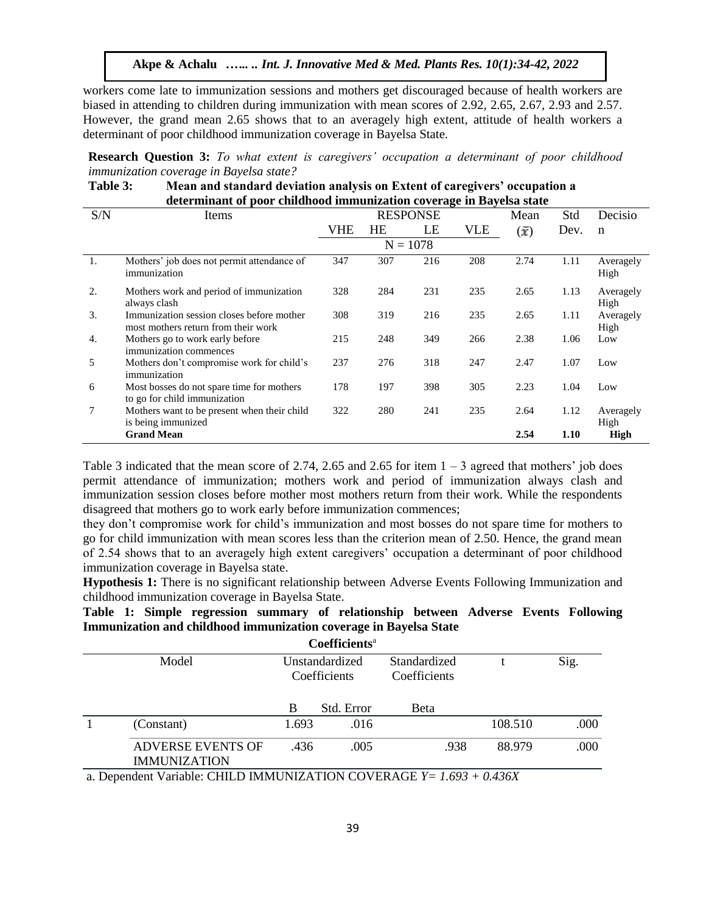workers come late to immunization sessions and mothers get discouraged because of health workers are biased in attending to children during immunization with mean scores of 2.92, 2.65, 2.67, 2.93 and 2.57. However, the grand mean 2.65 shows that to an averagely high extent, attitude of health workers a determinant of poor childhood immunization coverage in Bayelsa State.

**Research Question 3:** *To what extent is caregivers' occupation a determinant of poor childhood immunization coverage in Bayelsa state?*

**Table 3: Mean and standard deviation analysis on Extent of caregivers' occupation a determinant of poor childhood immunization coverage in Bayelsa state**

| S/N | Items | RESPONSE | | | | Mean | Std | Decision |
|---|---|---|---|---|---|---|---|---|
| | | VHE | HE | LE | VLE | ($\bar{x}$) | Dev. | |
| | | N = 1078 | | | | | | |
| 1. | Mothers' job does not permit attendance of immunization | 347 | 307 | 216 | 208 | 2.74 | 1.11 | Averagely High |
| 2. | Mothers work and period of immunization always clash | 328 | 284 | 231 | 235 | 2.65 | 1.13 | Averagely High |
| 3. | Immunization session closes before mother most mothers return from their work | 308 | 319 | 216 | 235 | 2.65 | 1.11 | Averagely High |
| 4. | Mothers go to work early before immunization commences | 215 | 248 | 349 | 266 | 2.38 | 1.06 | Low |
| 5 | Mothers don't compromise work for child's immunization | 237 | 276 | 318 | 247 | 2.47 | 1.07 | Low |
| 6 | Most bosses do not spare time for mothers to go for child immunization | 178 | 197 | 398 | 305 | 2.23 | 1.04 | Low |
| 7 | Mothers want to be present when their child is being immunized | 322 | 280 | 241 | 235 | 2.64 | 1.12 | Averagely High |
| | **Grand Mean** | | | | | **2.54** | **1.10** | **High** |

Table 3 indicated that the mean score of 2.74, 2.65 and 2.65 for item 1 – 3 agreed that mothers' job does permit attendance of immunization; mothers work and period of immunization always clash and immunization session closes before mother most mothers return from their work. While the respondents disagreed that mothers go to work early before immunization commences;

they don't compromise work for child's immunization and most bosses do not spare time for mothers to go for child immunization with mean scores less than the criterion mean of 2.50. Hence, the grand mean of 2.54 shows that to an averagely high extent caregivers' occupation a determinant of poor childhood immunization coverage in Bayelsa state.

**Hypothesis 1:** There is no significant relationship between Adverse Events Following Immunization and childhood immunization coverage in Bayelsa State.

**Table 1: Simple regression summary of relationship between Adverse Events Following Immunization and childhood immunization coverage in Bayelsa State**

**Coefficients**[a]

| | Model | Unstandardized Coefficients | | Standardized Coefficients | t | Sig. |
|---|---|---|---|---|---|---|
| | | B | Std. Error | Beta | | |
| 1 | (Constant) | 1.693 | .016 | | 108.510 | .000 |
| | ADVERSE EVENTS OF IMMUNIZATION | .436 | .005 | .938 | 88.979 | .000 |

a. Dependent Variable: CHILD IMMUNIZATION COVERAGE $Y = 1.693 + 0.436X$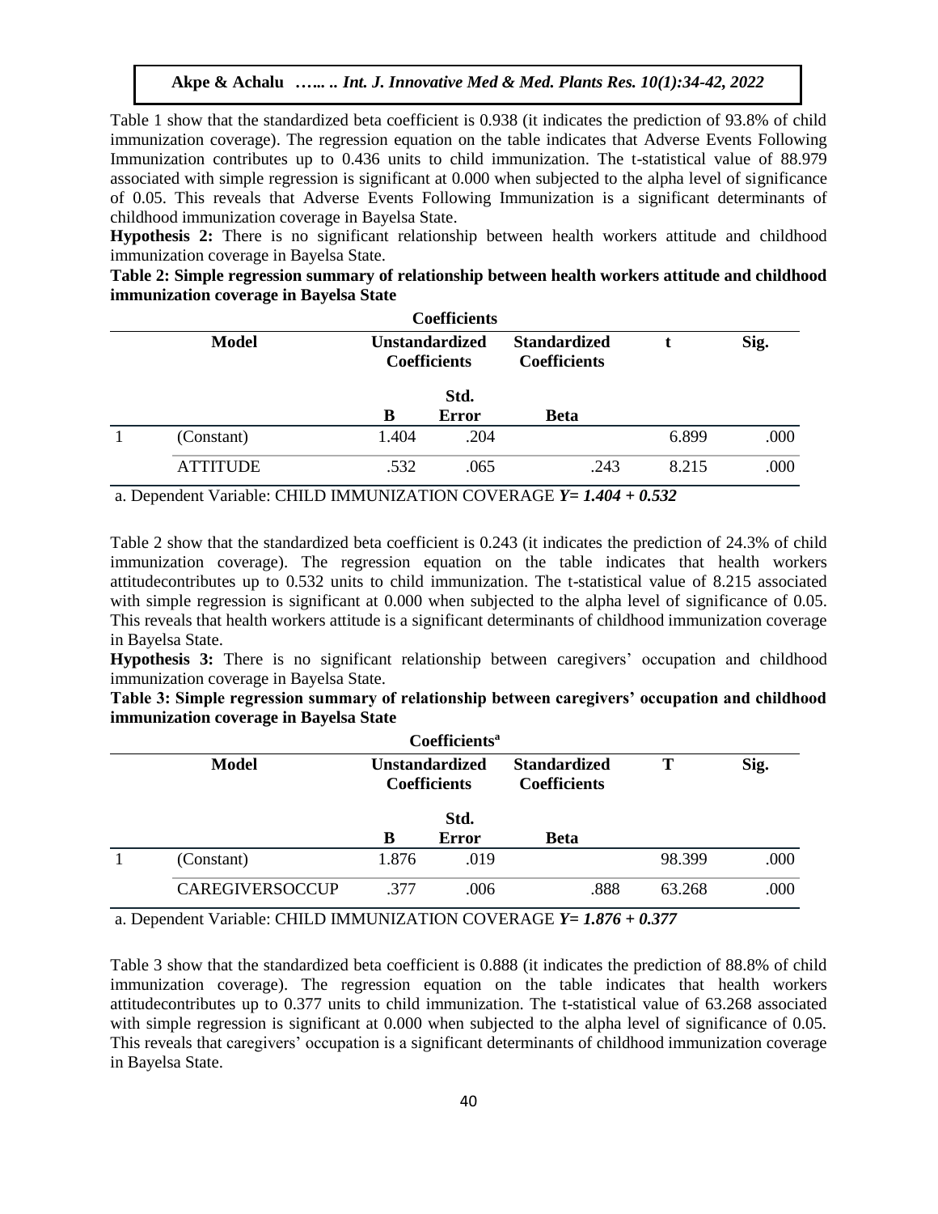Table 1 show that the standardized beta coefficient is 0.938 (it indicates the prediction of 93.8% of child immunization coverage). The regression equation on the table indicates that Adverse Events Following Immunization contributes up to 0.436 units to child immunization. The t-statistical value of 88.979 associated with simple regression is significant at 0.000 when subjected to the alpha level of significance of 0.05. This reveals that Adverse Events Following Immunization is a significant determinants of childhood immunization coverage in Bayelsa State.

**Hypothesis 2:** There is no significant relationship between health workers attitude and childhood immunization coverage in Bayelsa State.

**Table 2: Simple regression summary of relationship between health workers attitude and childhood immunization coverage in Bayelsa State**

**Coefficients**

| | Model | Unstandardized Coefficients | | Standardized Coefficients | t | Sig. |
|---|---|---|---|---|---|---|
| | | B | Std. Error | Beta | | |
| 1 | (Constant) | 1.404 | .204 | | 6.899 | .000 |
| | ATTITUDE | .532 | .065 | .243 | 8.215 | .000 |

a. Dependent Variable: CHILD IMMUNIZATION COVERAGE ***Y= 1.404 + 0.532***

Table 2 show that the standardized beta coefficient is 0.243 (it indicates the prediction of 24.3% of child immunization coverage). The regression equation on the table indicates that health workers attitudecontributes up to 0.532 units to child immunization. The t-statistical value of 8.215 associated with simple regression is significant at 0.000 when subjected to the alpha level of significance of 0.05. This reveals that health workers attitude is a significant determinants of childhood immunization coverage in Bayelsa State.

**Hypothesis 3:** There is no significant relationship between caregivers' occupation and childhood immunization coverage in Bayelsa State.

**Table 3: Simple regression summary of relationship between caregivers' occupation and childhood immunization coverage in Bayelsa State**

**Coefficients[a]**

| | Model | Unstandardized Coefficients | | Standardized Coefficients | T | Sig. |
|---|---|---|---|---|---|---|
| | | B | Std. Error | Beta | | |
| 1 | (Constant) | 1.876 | .019 | | 98.399 | .000 |
| | CAREGIVERSOCCUP | .377 | .006 | .888 | 63.268 | .000 |

a. Dependent Variable: CHILD IMMUNIZATION COVERAGE ***Y= 1.876 + 0.377***

Table 3 show that the standardized beta coefficient is 0.888 (it indicates the prediction of 88.8% of child immunization coverage). The regression equation on the table indicates that health workers attitudecontributes up to 0.377 units to child immunization. The t-statistical value of 63.268 associated with simple regression is significant at 0.000 when subjected to the alpha level of significance of 0.05. This reveals that caregivers' occupation is a significant determinants of childhood immunization coverage in Bayelsa State.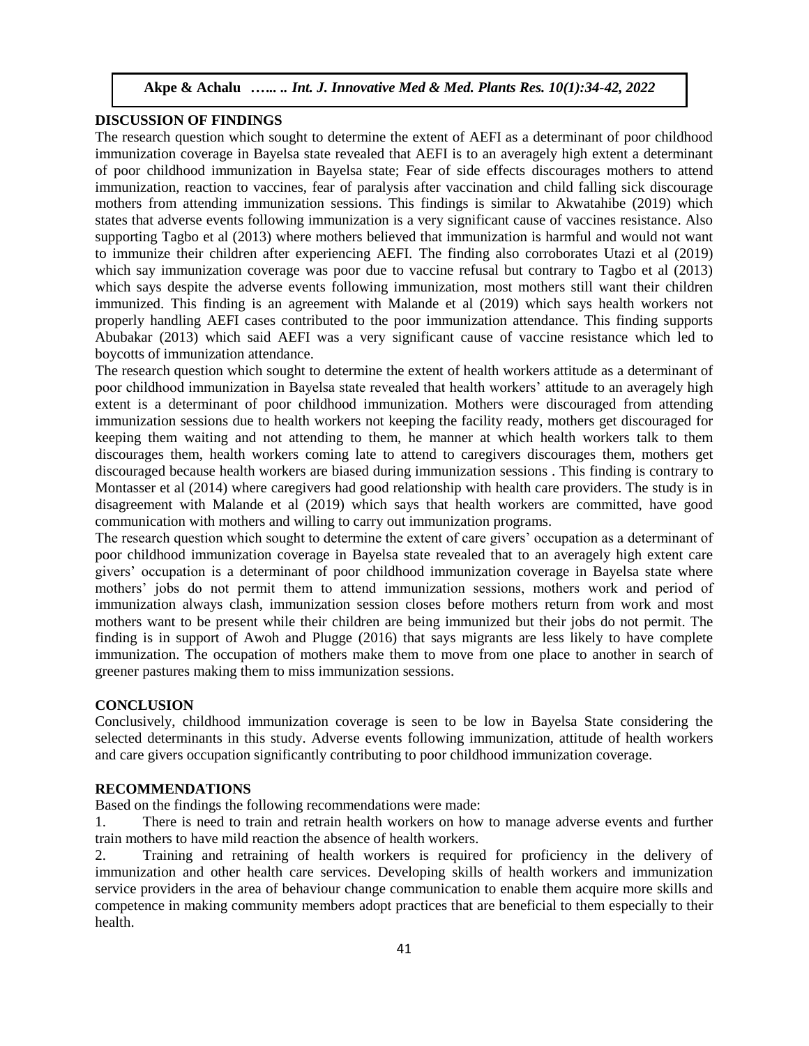## DISCUSSION OF FINDINGS

The research question which sought to determine the extent of AEFI as a determinant of poor childhood immunization coverage in Bayelsa state revealed that AEFI is to an averagely high extent a determinant of poor childhood immunization in Bayelsa state; Fear of side effects discourages mothers to attend immunization, reaction to vaccines, fear of paralysis after vaccination and child falling sick discourage mothers from attending immunization sessions. This findings is similar to Akwatahibe (2019) which states that adverse events following immunization is a very significant cause of vaccines resistance. Also supporting Tagbo et al (2013) where mothers believed that immunization is harmful and would not want to immunize their children after experiencing AEFI. The finding also corroborates Utazi et al (2019) which say immunization coverage was poor due to vaccine refusal but contrary to Tagbo et al (2013) which says despite the adverse events following immunization, most mothers still want their children immunized. This finding is an agreement with Malande et al (2019) which says health workers not properly handling AEFI cases contributed to the poor immunization attendance. This finding supports Abubakar (2013) which said AEFI was a very significant cause of vaccine resistance which led to boycotts of immunization attendance.

The research question which sought to determine the extent of health workers attitude as a determinant of poor childhood immunization in Bayelsa state revealed that health workers' attitude to an averagely high extent is a determinant of poor childhood immunization. Mothers were discouraged from attending immunization sessions due to health workers not keeping the facility ready, mothers get discouraged for keeping them waiting and not attending to them, he manner at which health workers talk to them discourages them, health workers coming late to attend to caregivers discourages them, mothers get discouraged because health workers are biased during immunization sessions . This finding is contrary to Montasser et al (2014) where caregivers had good relationship with health care providers. The study is in disagreement with Malande et al (2019) which says that health workers are committed, have good communication with mothers and willing to carry out immunization programs.

The research question which sought to determine the extent of care givers' occupation as a determinant of poor childhood immunization coverage in Bayelsa state revealed that to an averagely high extent care givers' occupation is a determinant of poor childhood immunization coverage in Bayelsa state where mothers' jobs do not permit them to attend immunization sessions, mothers work and period of immunization always clash, immunization session closes before mothers return from work and most mothers want to be present while their children are being immunized but their jobs do not permit. The finding is in support of Awoh and Plugge (2016) that says migrants are less likely to have complete immunization. The occupation of mothers make them to move from one place to another in search of greener pastures making them to miss immunization sessions.

## CONCLUSION

Conclusively, childhood immunization coverage is seen to be low in Bayelsa State considering the selected determinants in this study. Adverse events following immunization, attitude of health workers and care givers occupation significantly contributing to poor childhood immunization coverage.

## RECOMMENDATIONS

Based on the findings the following recommendations were made:

1. There is need to train and retrain health workers on how to manage adverse events and further train mothers to have mild reaction the absence of health workers.
2. Training and retraining of health workers is required for proficiency in the delivery of immunization and other health care services. Developing skills of health workers and immunization service providers in the area of behaviour change communication to enable them acquire more skills and competence in making community members adopt practices that are beneficial to them especially to their health.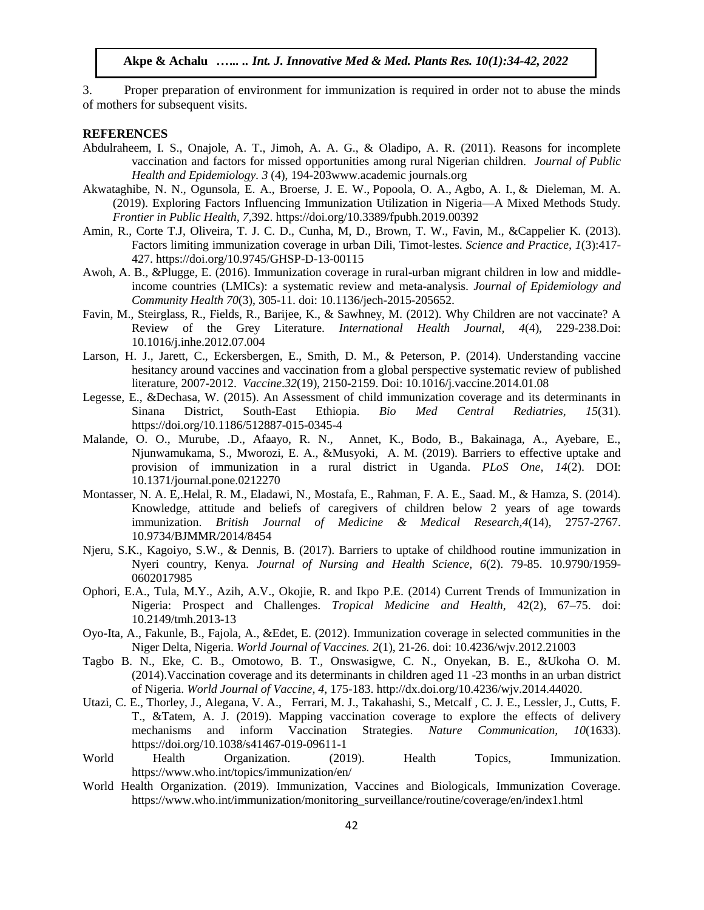3. Proper preparation of environment for immunization is required in order not to abuse the minds of mothers for subsequent visits.

## REFERENCES

Abdulraheem, I. S., Onajole, A. T., Jimoh, A. A. G., & Oladipo, A. R. (2011). Reasons for incomplete vaccination and factors for missed opportunities among rural Nigerian children. *Journal of Public Health and Epidemiology. 3* (4), 194-203www.academic journals.org

Akwataghibe, N. N., Ogunsola, E. A., Broerse, J. E. W., Popoola, O. A., Agbo, A. I., & Dieleman, M. A. (2019). Exploring Factors Influencing Immunization Utilization in Nigeria—A Mixed Methods Study. *Frontier in Public Health, 7*,392. https://doi.org/10.3389/fpubh.2019.00392

Amin, R., Corte T.J, Oliveira, T. J. C. D., Cunha, M, D., Brown, T. W., Favin, M., &Cappelier K. (2013). Factors limiting immunization coverage in urban Dili, Timot-lestes. *Science and Practice, 1*(3):417-427. https://doi.org/10.9745/GHSP-D-13-00115

Awoh, A. B., &Plugge, E. (2016). Immunization coverage in rural-urban migrant children in low and middle-income countries (LMICs): a systematic review and meta-analysis. *Journal of Epidemiology and Community Health 70*(3), 305-11. doi: 10.1136/jech-2015-205652.

Favin, M., Steirglass, R., Fields, R., Barijee, K., & Sawhney, M. (2012). Why Children are not vaccinate? A Review of the Grey Literature. *International Health Journal, 4*(4), 229-238.Doi: 10.1016/j.inhe.2012.07.004

Larson, H. J., Jarett, C., Eckersbergen, E., Smith, D. M., & Peterson, P. (2014). Understanding vaccine hesitancy around vaccines and vaccination from a global perspective systematic review of published literature, 2007-2012. *Vaccine.32*(19), 2150-2159. Doi: 10.1016/j.vaccine.2014.01.08

Legesse, E., &Dechasa, W. (2015). An Assessment of child immunization coverage and its determinants in Sinana District, South-East Ethiopia. *Bio Med Central Rediatries, 15*(31). https://doi.org/10.1186/512887-015-0345-4

Malande, O. O., Murube, .D., Afaayo, R. N., Annet, K., Bodo, B., Bakainaga, A., Ayebare, E., Njunwamukama, S., Mworozi, E. A., &Musyoki, A. M. (2019). Barriers to effective uptake and provision of immunization in a rural district in Uganda. *PLoS One, 14*(2). DOI: 10.1371/journal.pone.0212270

Montasser, N. A. E,.Helal, R. M., Eladawi, N., Mostafa, E., Rahman, F. A. E., Saad. M., & Hamza, S. (2014). Knowledge, attitude and beliefs of caregivers of children below 2 years of age towards immunization. *British Journal of Medicine & Medical Research,4*(14), 2757-2767. 10.9734/BJMMR/2014/8454

Njeru, S.K., Kagoiyo, S.W., & Dennis, B. (2017). Barriers to uptake of childhood routine immunization in Nyeri country, Kenya. *Journal of Nursing and Health Science, 6*(2). 79-85. 10.9790/1959-0602017985

Ophori, E.A., Tula, M.Y., Azih, A.V., Okojie, R. and Ikpo P.E. (2014) Current Trends of Immunization in Nigeria: Prospect and Challenges. *Tropical Medicine and Health*, 42(2), 67–75. doi: 10.2149/tmh.2013-13

Oyo-Ita, A., Fakunle, B., Fajola, A., &Edet, E. (2012). Immunization coverage in selected communities in the Niger Delta, Nigeria. *World Journal of Vaccines. 2*(1), 21-26. doi: 10.4236/wjv.2012.21003

Tagbo B. N., Eke, C. B., Omotowo, B. T., Onswasigwe, C. N., Onyekan, B. E., &Ukoha O. M. (2014).Vaccination coverage and its determinants in children aged 11 -23 months in an urban district of Nigeria. *World Journal of Vaccine, 4*, 175-183. http://dx.doi.org/10.4236/wjv.2014.44020.

Utazi, C. E., Thorley, J., Alegana, V. A., Ferrari, M. J., Takahashi, S., Metcalf , C. J. E., Lessler, J., Cutts, F. T., &Tatem, A. J. (2019). Mapping vaccination coverage to explore the effects of delivery mechanisms and inform Vaccination Strategies. *Nature Communication, 10*(1633). https://doi.org/10.1038/s41467-019-09611-1

World Health Organization. (2019). Health Topics, Immunization. https://www.who.int/topics/immunization/en/

World Health Organization. (2019). Immunization, Vaccines and Biologicals, Immunization Coverage. https://www.who.int/immunization/monitoring_surveillance/routine/coverage/en/index1.html